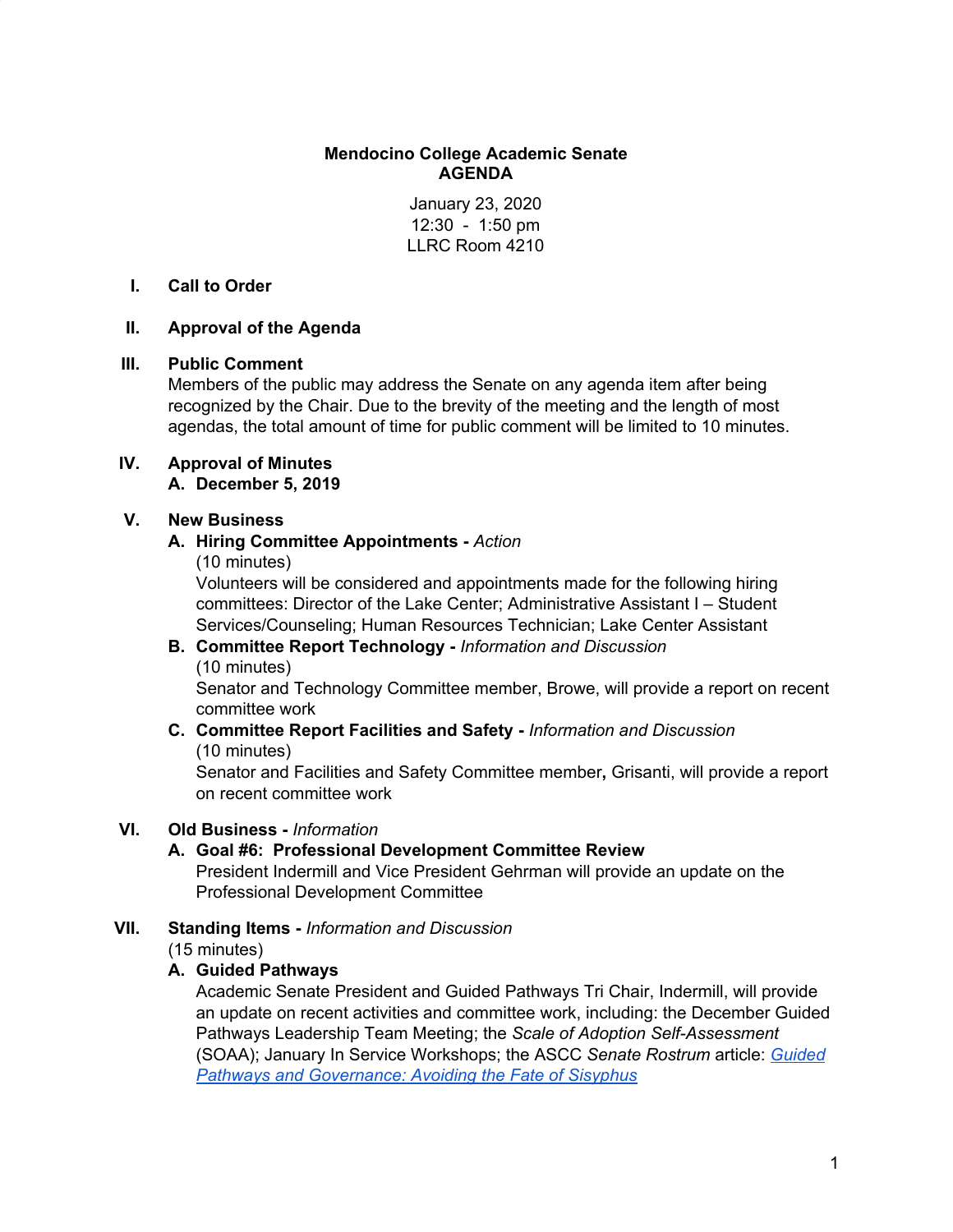**Mendocino College Academic Senate**
**AGENDA**

January 23, 2020
12:30 - 1:50 pm
LLRC Room 4210

**I. Call to Order**

**II. Approval of the Agenda**

**III. Public Comment**
Members of the public may address the Senate on any agenda item after being recognized by the Chair. Due to the brevity of the meeting and the length of most agendas, the total amount of time for public comment will be limited to 10 minutes.

**IV. Approval of Minutes**
**A. December 5, 2019**

**V. New Business**

**A. Hiring Committee Appointments -** *Action*
(10 minutes)
Volunteers will be considered and appointments made for the following hiring committees: Director of the Lake Center; Administrative Assistant I – Student Services/Counseling; Human Resources Technician; Lake Center Assistant

**B. Committee Report Technology -** *Information and Discussion*
(10 minutes)
Senator and Technology Committee member, Browe, will provide a report on recent committee work

**C. Committee Report Facilities and Safety -** *Information and Discussion*
(10 minutes)
Senator and Facilities and Safety Committee member**,** Grisanti, will provide a report on recent committee work

**VI. Old Business -** *Information*

**A. Goal #6: Professional Development Committee Review**
President Indermill and Vice President Gehrman will provide an update on the Professional Development Committee

**VII. Standing Items -** *Information and Discussion*
(15 minutes)

**A. Guided Pathways**
Academic Senate President and Guided Pathways Tri Chair, Indermill, will provide an update on recent activities and committee work, including: the December Guided Pathways Leadership Team Meeting; the *Scale of Adoption Self-Assessment* (SOAA); January In Service Workshops; the ASCC *Senate Rostrum* article: *Guided Pathways and Governance: Avoiding the Fate of Sisyphus*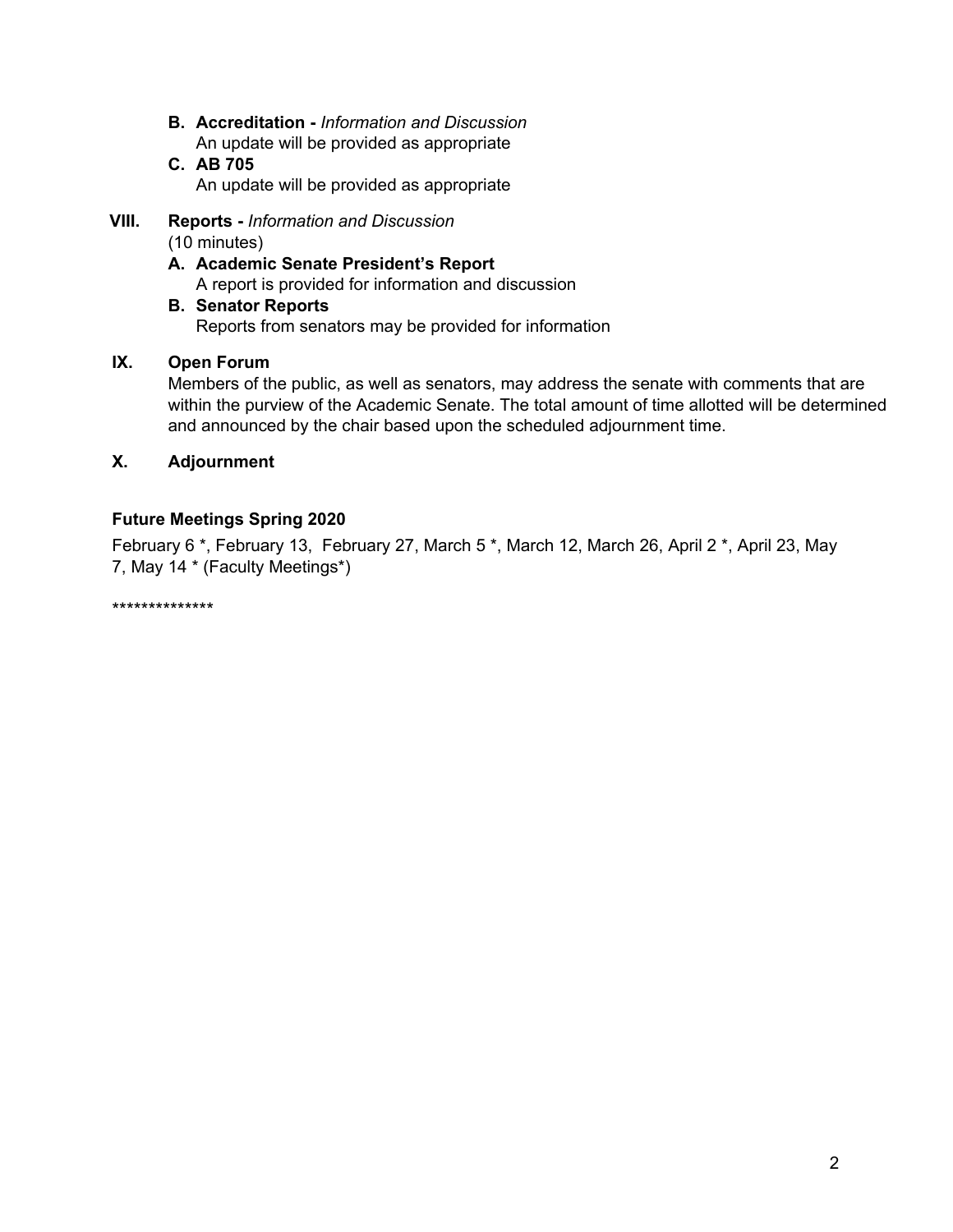**B. Accreditation -** *Information and Discussion*
An update will be provided as appropriate

**C. AB 705**
An update will be provided as appropriate

**VIII. Reports -** *Information and Discussion*
(10 minutes)

**A. Academic Senate President's Report**
A report is provided for information and discussion

**B. Senator Reports**
Reports from senators may be provided for information

**IX. Open Forum**
Members of the public, as well as senators, may address the senate with comments that are within the purview of the Academic Senate. The total amount of time allotted will be determined and announced by the chair based upon the scheduled adjournment time.

**X. Adjournment**

**Future Meetings Spring 2020**

February 6 *, February 13, February 27, March 5 *, March 12, March 26, April 2 *, April 23, May 7, May 14 * (Faculty Meetings*)

**************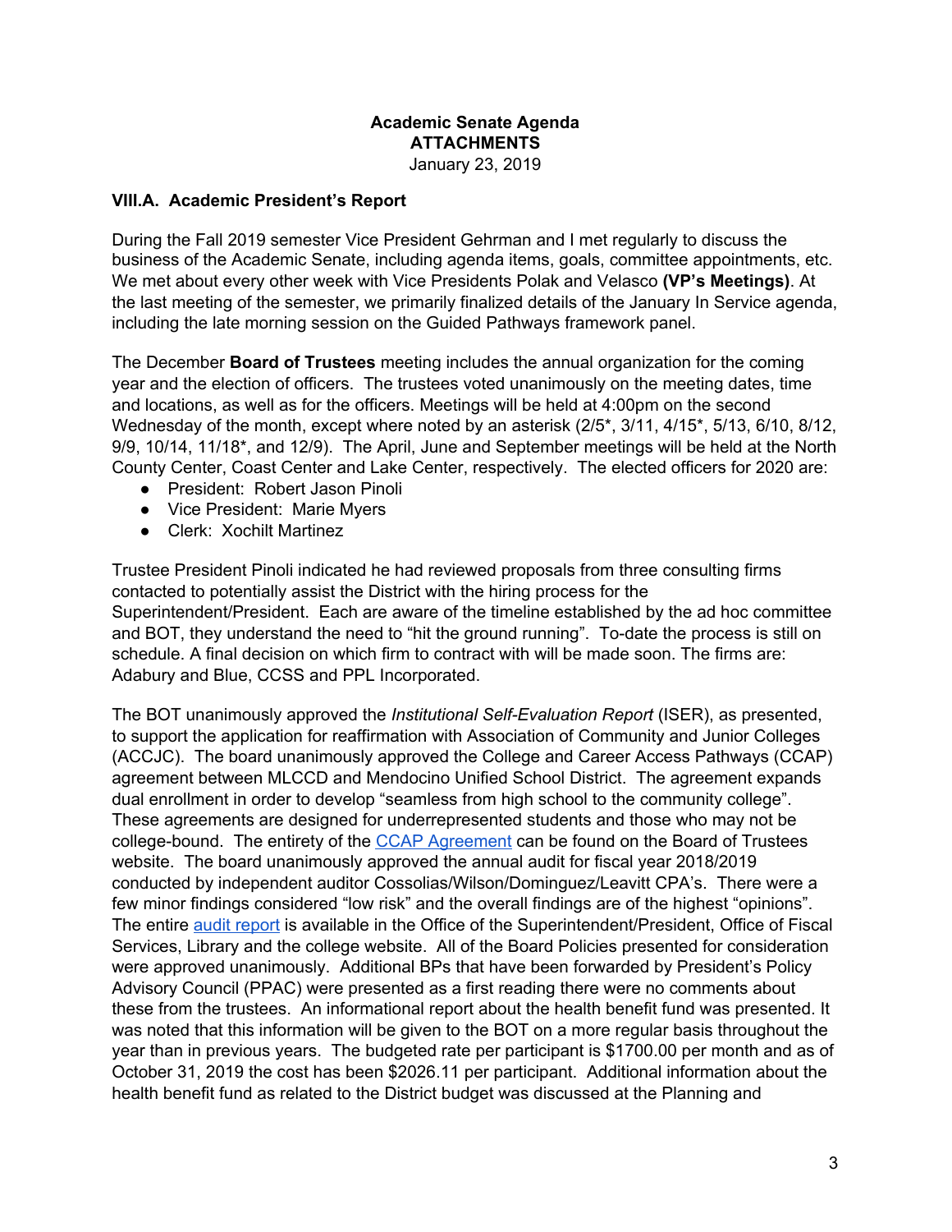**Academic Senate Agenda**
**ATTACHMENTS**
January 23, 2019

### VIII.A. Academic President's Report

During the Fall 2019 semester Vice President Gehrman and I met regularly to discuss the business of the Academic Senate, including agenda items, goals, committee appointments, etc. We met about every other week with Vice Presidents Polak and Velasco **(VP's Meetings)**. At the last meeting of the semester, we primarily finalized details of the January In Service agenda, including the late morning session on the Guided Pathways framework panel.

The December **Board of Trustees** meeting includes the annual organization for the coming year and the election of officers. The trustees voted unanimously on the meeting dates, time and locations, as well as for the officers. Meetings will be held at 4:00pm on the second Wednesday of the month, except where noted by an asterisk (2/5*, 3/11, 4/15*, 5/13, 6/10, 8/12, 9/9, 10/14, 11/18*, and 12/9). The April, June and September meetings will be held at the North County Center, Coast Center and Lake Center, respectively. The elected officers for 2020 are:

- President: Robert Jason Pinoli
- Vice President: Marie Myers
- Clerk: Xochilt Martinez

Trustee President Pinoli indicated he had reviewed proposals from three consulting firms contacted to potentially assist the District with the hiring process for the Superintendent/President. Each are aware of the timeline established by the ad hoc committee and BOT, they understand the need to "hit the ground running". To-date the process is still on schedule. A final decision on which firm to contract with will be made soon. The firms are: Adabury and Blue, CCSS and PPL Incorporated.

The BOT unanimously approved the *Institutional Self-Evaluation Report* (ISER), as presented, to support the application for reaffirmation with Association of Community and Junior Colleges (ACCJC). The board unanimously approved the College and Career Access Pathways (CCAP) agreement between MLCCD and Mendocino Unified School District. The agreement expands dual enrollment in order to develop "seamless from high school to the community college". These agreements are designed for underrepresented students and those who may not be college-bound. The entirety of the CCAP Agreement can be found on the Board of Trustees website. The board unanimously approved the annual audit for fiscal year 2018/2019 conducted by independent auditor Cossolias/Wilson/Dominguez/Leavitt CPA's. There were a few minor findings considered "low risk" and the overall findings are of the highest "opinions". The entire audit report is available in the Office of the Superintendent/President, Office of Fiscal Services, Library and the college website. All of the Board Policies presented for consideration were approved unanimously. Additional BPs that have been forwarded by President's Policy Advisory Council (PPAC) were presented as a first reading there were no comments about these from the trustees. An informational report about the health benefit fund was presented. It was noted that this information will be given to the BOT on a more regular basis throughout the year than in previous years. The budgeted rate per participant is $1700.00 per month and as of October 31, 2019 the cost has been $2026.11 per participant. Additional information about the health benefit fund as related to the District budget was discussed at the Planning and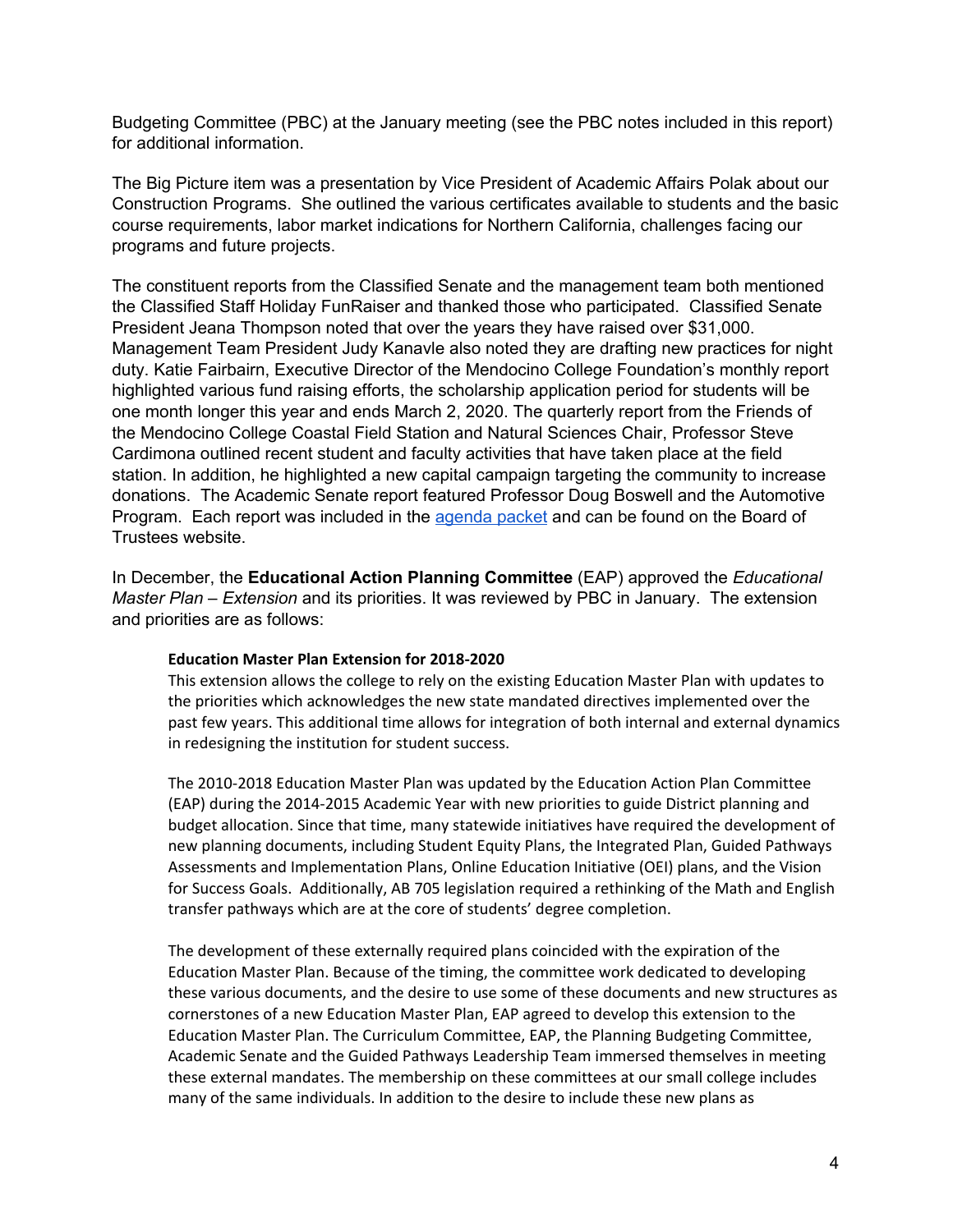Budgeting Committee (PBC) at the January meeting (see the PBC notes included in this report) for additional information.

The Big Picture item was a presentation by Vice President of Academic Affairs Polak about our Construction Programs. She outlined the various certificates available to students and the basic course requirements, labor market indications for Northern California, challenges facing our programs and future projects.

The constituent reports from the Classified Senate and the management team both mentioned the Classified Staff Holiday FunRaiser and thanked those who participated. Classified Senate President Jeana Thompson noted that over the years they have raised over $31,000. Management Team President Judy Kanavle also noted they are drafting new practices for night duty. Katie Fairbairn, Executive Director of the Mendocino College Foundation's monthly report highlighted various fund raising efforts, the scholarship application period for students will be one month longer this year and ends March 2, 2020. The quarterly report from the Friends of the Mendocino College Coastal Field Station and Natural Sciences Chair, Professor Steve Cardimona outlined recent student and faculty activities that have taken place at the field station. In addition, he highlighted a new capital campaign targeting the community to increase donations. The Academic Senate report featured Professor Doug Boswell and the Automotive Program. Each report was included in the agenda packet and can be found on the Board of Trustees website.

In December, the **Educational Action Planning Committee** (EAP) approved the *Educational Master Plan – Extension* and its priorities. It was reviewed by PBC in January. The extension and priorities are as follows:

> **Education Master Plan Extension for 2018-2020**
>
> This extension allows the college to rely on the existing Education Master Plan with updates to the priorities which acknowledges the new state mandated directives implemented over the past few years. This additional time allows for integration of both internal and external dynamics in redesigning the institution for student success.
>
> The 2010-2018 Education Master Plan was updated by the Education Action Plan Committee (EAP) during the 2014-2015 Academic Year with new priorities to guide District planning and budget allocation. Since that time, many statewide initiatives have required the development of new planning documents, including Student Equity Plans, the Integrated Plan, Guided Pathways Assessments and Implementation Plans, Online Education Initiative (OEI) plans, and the Vision for Success Goals. Additionally, AB 705 legislation required a rethinking of the Math and English transfer pathways which are at the core of students' degree completion.
>
> The development of these externally required plans coincided with the expiration of the Education Master Plan. Because of the timing, the committee work dedicated to developing these various documents, and the desire to use some of these documents and new structures as cornerstones of a new Education Master Plan, EAP agreed to develop this extension to the Education Master Plan. The Curriculum Committee, EAP, the Planning Budgeting Committee, Academic Senate and the Guided Pathways Leadership Team immersed themselves in meeting these external mandates. The membership on these committees at our small college includes many of the same individuals. In addition to the desire to include these new plans as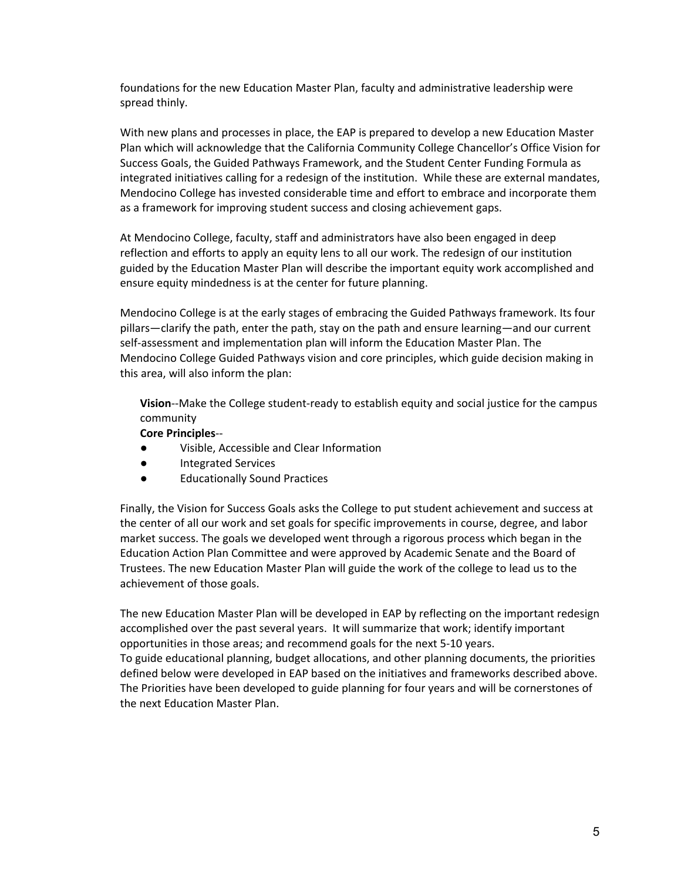foundations for the new Education Master Plan, faculty and administrative leadership were spread thinly.

With new plans and processes in place, the EAP is prepared to develop a new Education Master Plan which will acknowledge that the California Community College Chancellor's Office Vision for Success Goals, the Guided Pathways Framework, and the Student Center Funding Formula as integrated initiatives calling for a redesign of the institution. While these are external mandates, Mendocino College has invested considerable time and effort to embrace and incorporate them as a framework for improving student success and closing achievement gaps.

At Mendocino College, faculty, staff and administrators have also been engaged in deep reflection and efforts to apply an equity lens to all our work. The redesign of our institution guided by the Education Master Plan will describe the important equity work accomplished and ensure equity mindedness is at the center for future planning.

Mendocino College is at the early stages of embracing the Guided Pathways framework. Its four pillars—clarify the path, enter the path, stay on the path and ensure learning—and our current self-assessment and implementation plan will inform the Education Master Plan. The Mendocino College Guided Pathways vision and core principles, which guide decision making in this area, will also inform the plan:

**Vision**--Make the College student-ready to establish equity and social justice for the campus community

**Core Principles**--

- Visible, Accessible and Clear Information
- Integrated Services
- Educationally Sound Practices

Finally, the Vision for Success Goals asks the College to put student achievement and success at the center of all our work and set goals for specific improvements in course, degree, and labor market success. The goals we developed went through a rigorous process which began in the Education Action Plan Committee and were approved by Academic Senate and the Board of Trustees. The new Education Master Plan will guide the work of the college to lead us to the achievement of those goals.

The new Education Master Plan will be developed in EAP by reflecting on the important redesign accomplished over the past several years. It will summarize that work; identify important opportunities in those areas; and recommend goals for the next 5-10 years.
To guide educational planning, budget allocations, and other planning documents, the priorities defined below were developed in EAP based on the initiatives and frameworks described above. The Priorities have been developed to guide planning for four years and will be cornerstones of the next Education Master Plan.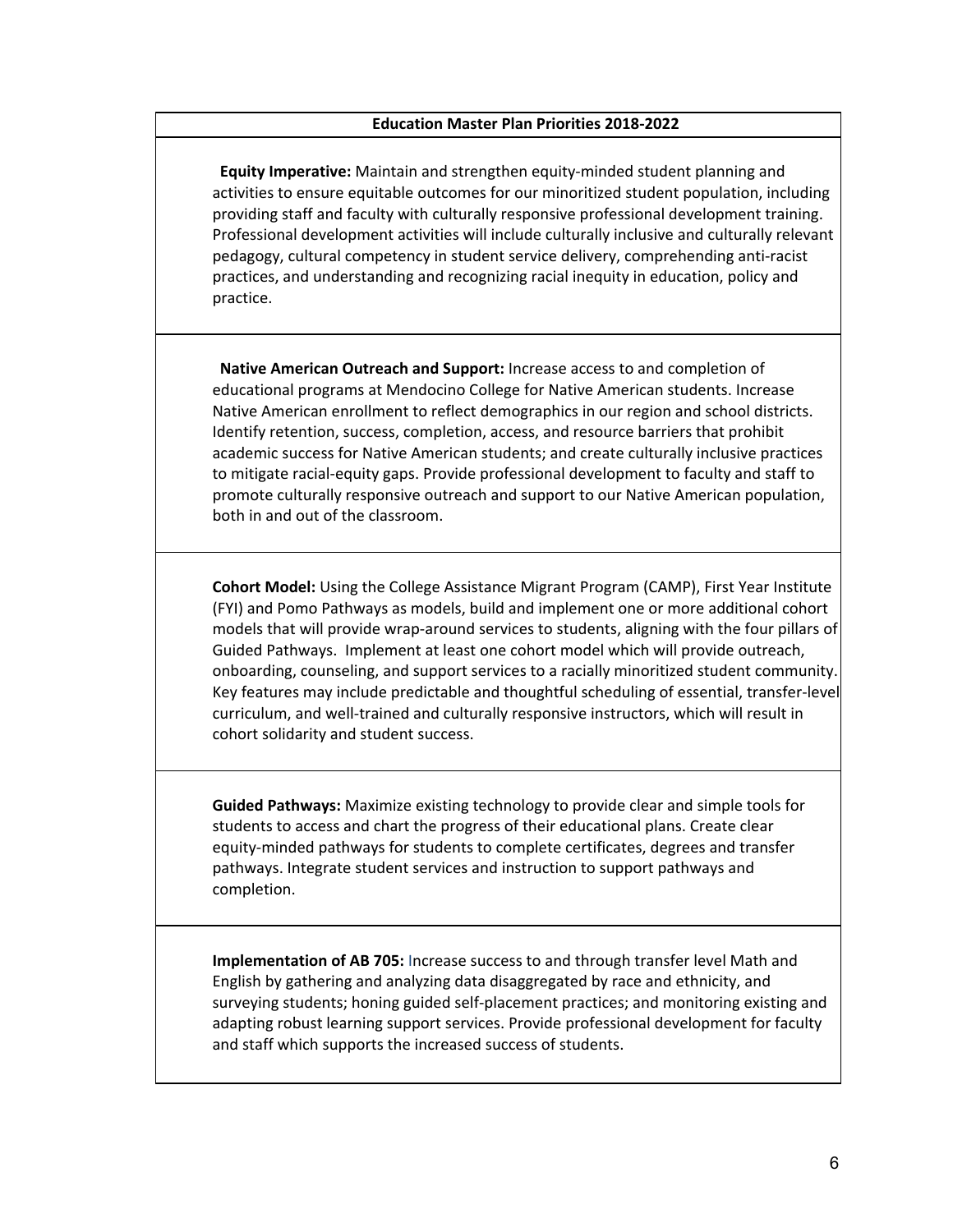| Education Master Plan Priorities 2018-2022 |
|---|
| **Equity Imperative:** Maintain and strengthen equity-minded student planning and activities to ensure equitable outcomes for our minoritized student population, including providing staff and faculty with culturally responsive professional development training. Professional development activities will include culturally inclusive and culturally relevant pedagogy, cultural competency in student service delivery, comprehending anti-racist practices, and understanding and recognizing racial inequity in education, policy and practice. |
| **Native American Outreach and Support:** Increase access to and completion of educational programs at Mendocino College for Native American students. Increase Native American enrollment to reflect demographics in our region and school districts. Identify retention, success, completion, access, and resource barriers that prohibit academic success for Native American students; and create culturally inclusive practices to mitigate racial-equity gaps. Provide professional development to faculty and staff to promote culturally responsive outreach and support to our Native American population, both in and out of the classroom. |
| **Cohort Model:** Using the College Assistance Migrant Program (CAMP), First Year Institute (FYI) and Pomo Pathways as models, build and implement one or more additional cohort models that will provide wrap-around services to students, aligning with the four pillars of Guided Pathways. Implement at least one cohort model which will provide outreach, onboarding, counseling, and support services to a racially minoritized student community. Key features may include predictable and thoughtful scheduling of essential, transfer-level curriculum, and well-trained and culturally responsive instructors, which will result in cohort solidarity and student success. |
| **Guided Pathways:** Maximize existing technology to provide clear and simple tools for students to access and chart the progress of their educational plans. Create clear equity-minded pathways for students to complete certificates, degrees and transfer pathways. Integrate student services and instruction to support pathways and completion. |
| **Implementation of AB 705:** Increase success to and through transfer level Math and English by gathering and analyzing data disaggregated by race and ethnicity, and surveying students; honing guided self-placement practices; and monitoring existing and adapting robust learning support services. Provide professional development for faculty and staff which supports the increased success of students. |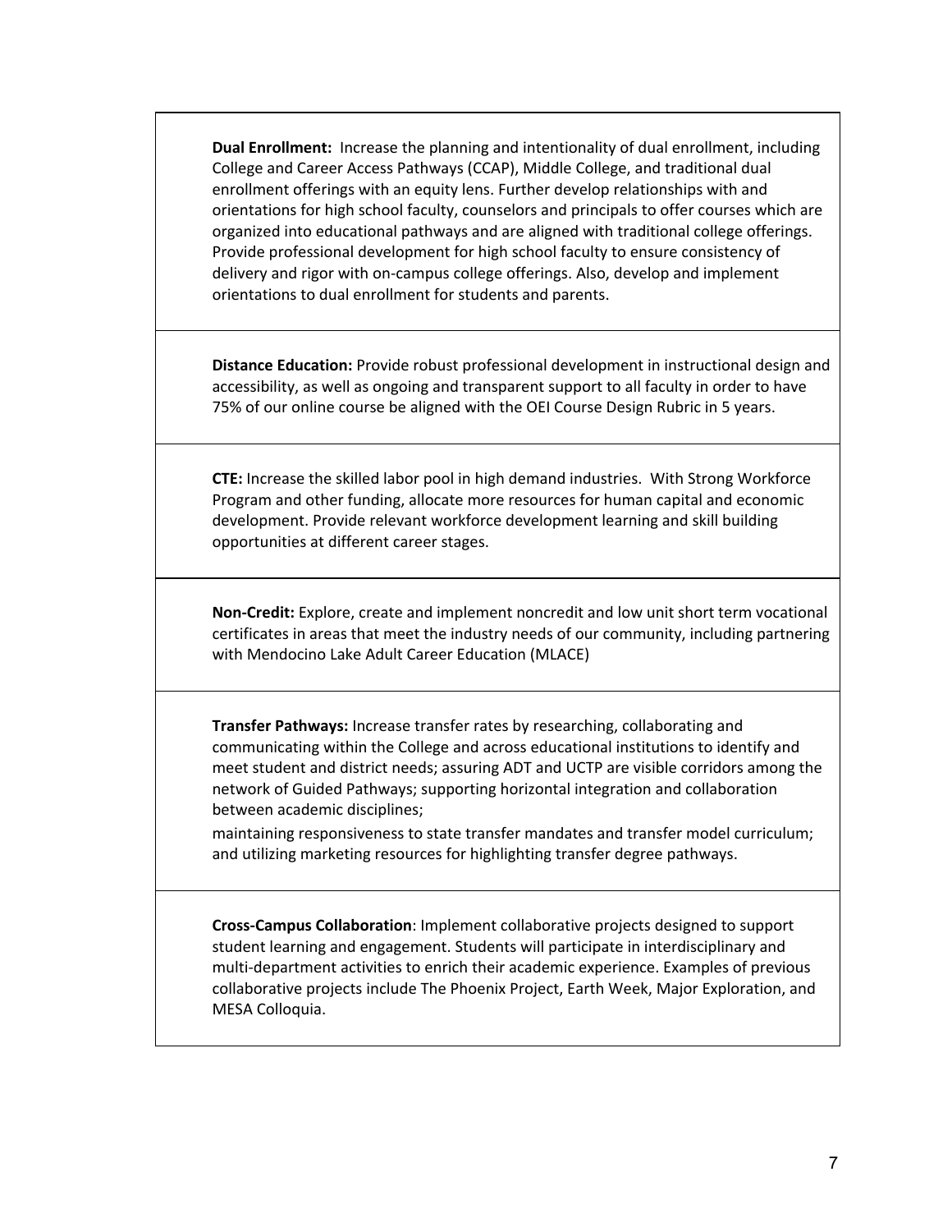**Dual Enrollment:** Increase the planning and intentionality of dual enrollment, including College and Career Access Pathways (CCAP), Middle College, and traditional dual enrollment offerings with an equity lens. Further develop relationships with and orientations for high school faculty, counselors and principals to offer courses which are organized into educational pathways and are aligned with traditional college offerings. Provide professional development for high school faculty to ensure consistency of delivery and rigor with on-campus college offerings. Also, develop and implement orientations to dual enrollment for students and parents.

**Distance Education:** Provide robust professional development in instructional design and accessibility, as well as ongoing and transparent support to all faculty in order to have 75% of our online course be aligned with the OEI Course Design Rubric in 5 years.

**CTE:** Increase the skilled labor pool in high demand industries. With Strong Workforce Program and other funding, allocate more resources for human capital and economic development. Provide relevant workforce development learning and skill building opportunities at different career stages.

**Non-Credit:** Explore, create and implement noncredit and low unit short term vocational certificates in areas that meet the industry needs of our community, including partnering with Mendocino Lake Adult Career Education (MLACE)

**Transfer Pathways:** Increase transfer rates by researching, collaborating and communicating within the College and across educational institutions to identify and meet student and district needs; assuring ADT and UCTP are visible corridors among the network of Guided Pathways; supporting horizontal integration and collaboration between academic disciplines;

maintaining responsiveness to state transfer mandates and transfer model curriculum; and utilizing marketing resources for highlighting transfer degree pathways.

**Cross-Campus Collaboration**: Implement collaborative projects designed to support student learning and engagement. Students will participate in interdisciplinary and multi-department activities to enrich their academic experience. Examples of previous collaborative projects include The Phoenix Project, Earth Week, Major Exploration, and MESA Colloquia.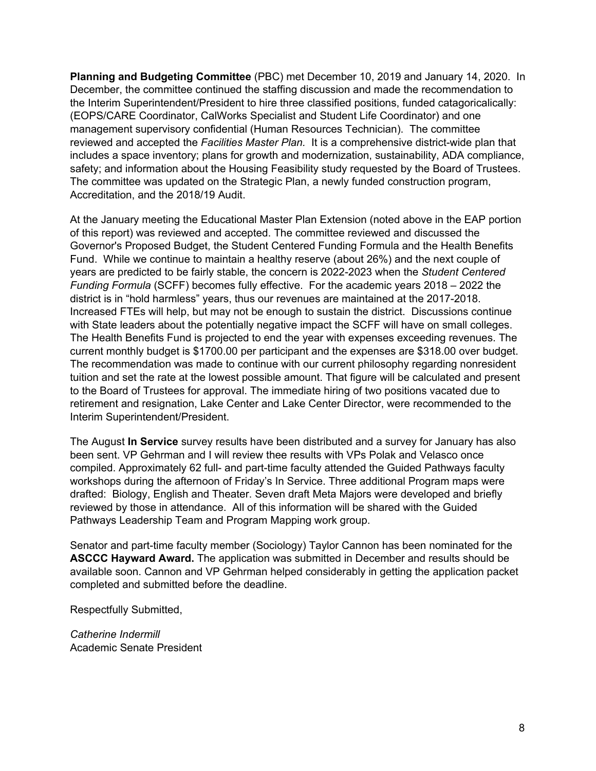**Planning and Budgeting Committee** (PBC) met December 10, 2019 and January 14, 2020. In December, the committee continued the staffing discussion and made the recommendation to the Interim Superintendent/President to hire three classified positions, funded catagoricalically: (EOPS/CARE Coordinator, CalWorks Specialist and Student Life Coordinator) and one management supervisory confidential (Human Resources Technician). The committee reviewed and accepted the *Facilities Master Plan.* It is a comprehensive district-wide plan that includes a space inventory; plans for growth and modernization, sustainability, ADA compliance, safety; and information about the Housing Feasibility study requested by the Board of Trustees. The committee was updated on the Strategic Plan, a newly funded construction program, Accreditation, and the 2018/19 Audit.

At the January meeting the Educational Master Plan Extension (noted above in the EAP portion of this report) was reviewed and accepted. The committee reviewed and discussed the Governor's Proposed Budget, the Student Centered Funding Formula and the Health Benefits Fund. While we continue to maintain a healthy reserve (about 26%) and the next couple of years are predicted to be fairly stable, the concern is 2022-2023 when the *Student Centered Funding Formula* (SCFF) becomes fully effective. For the academic years 2018 – 2022 the district is in "hold harmless" years, thus our revenues are maintained at the 2017-2018. Increased FTEs will help, but may not be enough to sustain the district. Discussions continue with State leaders about the potentially negative impact the SCFF will have on small colleges. The Health Benefits Fund is projected to end the year with expenses exceeding revenues. The current monthly budget is $1700.00 per participant and the expenses are $318.00 over budget. The recommendation was made to continue with our current philosophy regarding nonresident tuition and set the rate at the lowest possible amount. That figure will be calculated and present to the Board of Trustees for approval. The immediate hiring of two positions vacated due to retirement and resignation, Lake Center and Lake Center Director, were recommended to the Interim Superintendent/President.

The August **In Service** survey results have been distributed and a survey for January has also been sent. VP Gehrman and I will review thee results with VPs Polak and Velasco once compiled. Approximately 62 full- and part-time faculty attended the Guided Pathways faculty workshops during the afternoon of Friday's In Service. Three additional Program maps were drafted: Biology, English and Theater. Seven draft Meta Majors were developed and briefly reviewed by those in attendance. All of this information will be shared with the Guided Pathways Leadership Team and Program Mapping work group.

Senator and part-time faculty member (Sociology) Taylor Cannon has been nominated for the **ASCCC Hayward Award.** The application was submitted in December and results should be available soon. Cannon and VP Gehrman helped considerably in getting the application packet completed and submitted before the deadline.

Respectfully Submitted,

*Catherine Indermill*
Academic Senate President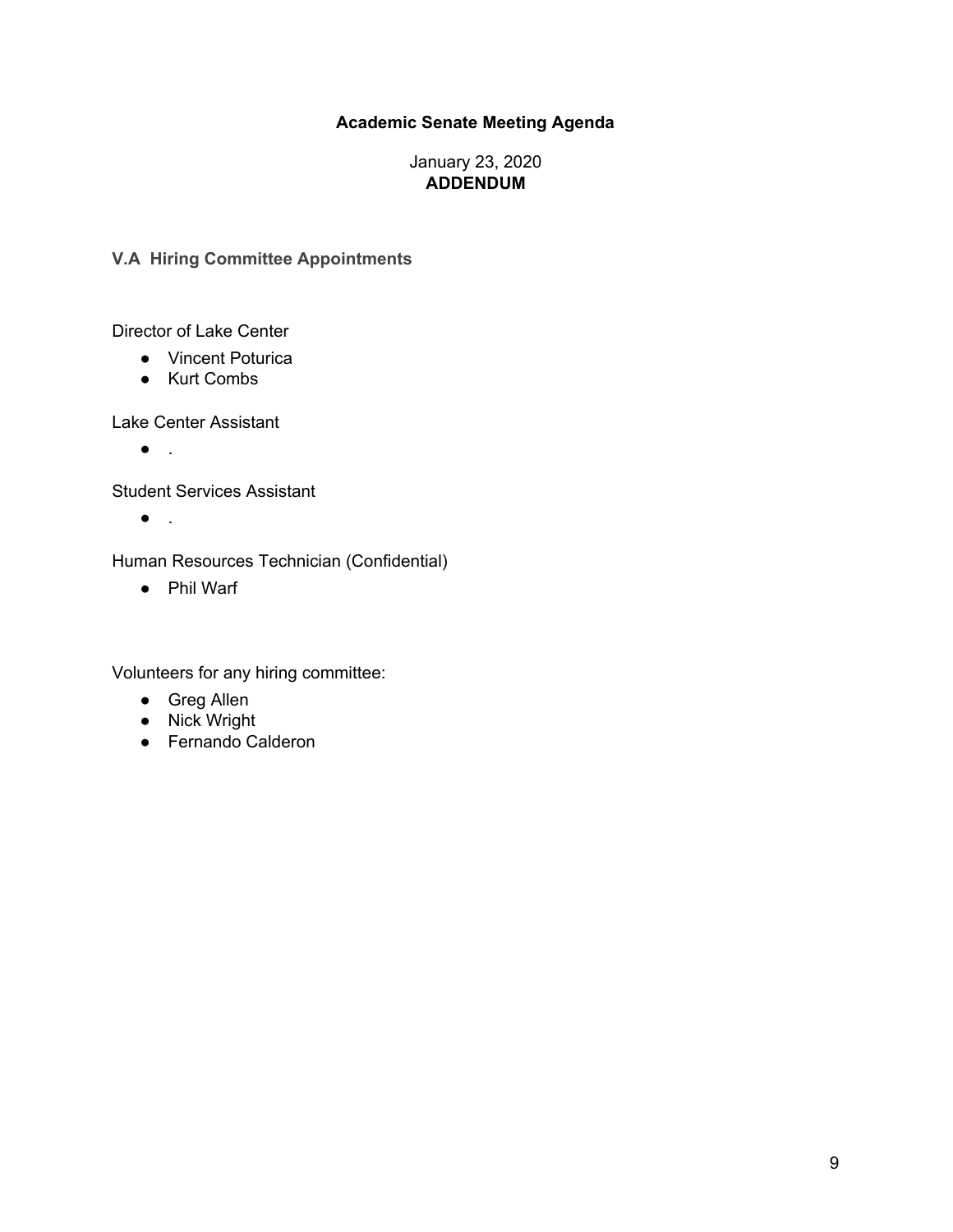# Academic Senate Meeting Agenda

January 23, 2020
**ADDENDUM**

### V.A Hiring Committee Appointments

Director of Lake Center

- Vincent Poturica
- Kurt Combs

Lake Center Assistant

- .

Student Services Assistant

- .

Human Resources Technician (Confidential)

- Phil Warf

Volunteers for any hiring committee:

- Greg Allen
- Nick Wright
- Fernando Calderon